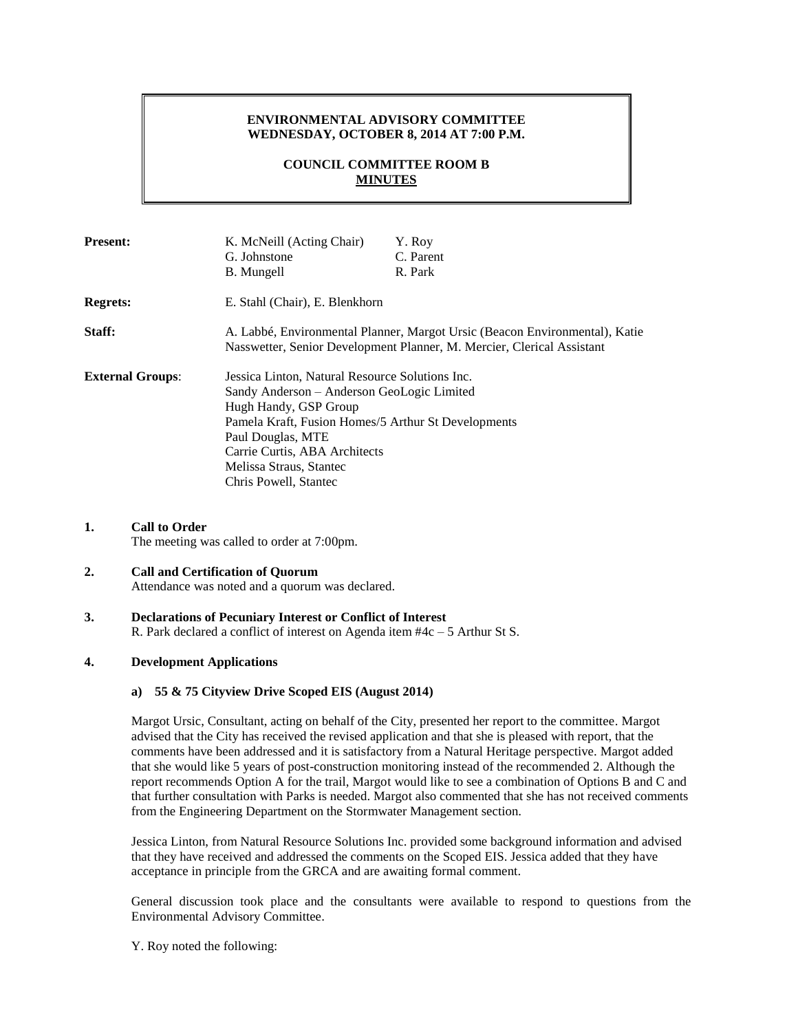**ENVIRONMENTAL ADVISORY COMMITTEE**
**WEDNESDAY, OCTOBER 8, 2014 AT 7:00 P.M.**

**COUNCIL COMMITTEE ROOM B**
**MINUTES**

| | | |
|---|---|---|
| **Present:** | K. McNeill (Acting Chair) | Y. Roy |
| | G. Johnstone | C. Parent |
| | B. Mungell | R. Park |

**Regrets:** E. Stahl (Chair), E. Blenkhorn

**Staff:** A. Labbé, Environmental Planner, Margot Ursic (Beacon Environmental), Katie Nasswetter, Senior Development Planner, M. Mercier, Clerical Assistant

**External Groups**:
Jessica Linton, Natural Resource Solutions Inc.
Sandy Anderson – Anderson GeoLogic Limited
Hugh Handy, GSP Group
Pamela Kraft, Fusion Homes/5 Arthur St Developments
Paul Douglas, MTE
Carrie Curtis, ABA Architects
Melissa Straus, Stantec
Chris Powell, Stantec

## 1. Call to Order

The meeting was called to order at 7:00pm.

## 2. Call and Certification of Quorum

Attendance was noted and a quorum was declared.

## 3. Declarations of Pecuniary Interest or Conflict of Interest

R. Park declared a conflict of interest on Agenda item #4c – 5 Arthur St S.

## 4. Development Applications

### a) 55 & 75 Cityview Drive Scoped EIS (August 2014)

Margot Ursic, Consultant, acting on behalf of the City, presented her report to the committee. Margot advised that the City has received the revised application and that she is pleased with report, that the comments have been addressed and it is satisfactory from a Natural Heritage perspective. Margot added that she would like 5 years of post-construction monitoring instead of the recommended 2. Although the report recommends Option A for the trail, Margot would like to see a combination of Options B and C and that further consultation with Parks is needed. Margot also commented that she has not received comments from the Engineering Department on the Stormwater Management section.

Jessica Linton, from Natural Resource Solutions Inc. provided some background information and advised that they have received and addressed the comments on the Scoped EIS. Jessica added that they have acceptance in principle from the GRCA and are awaiting formal comment.

General discussion took place and the consultants were available to respond to questions from the Environmental Advisory Committee.

Y. Roy noted the following: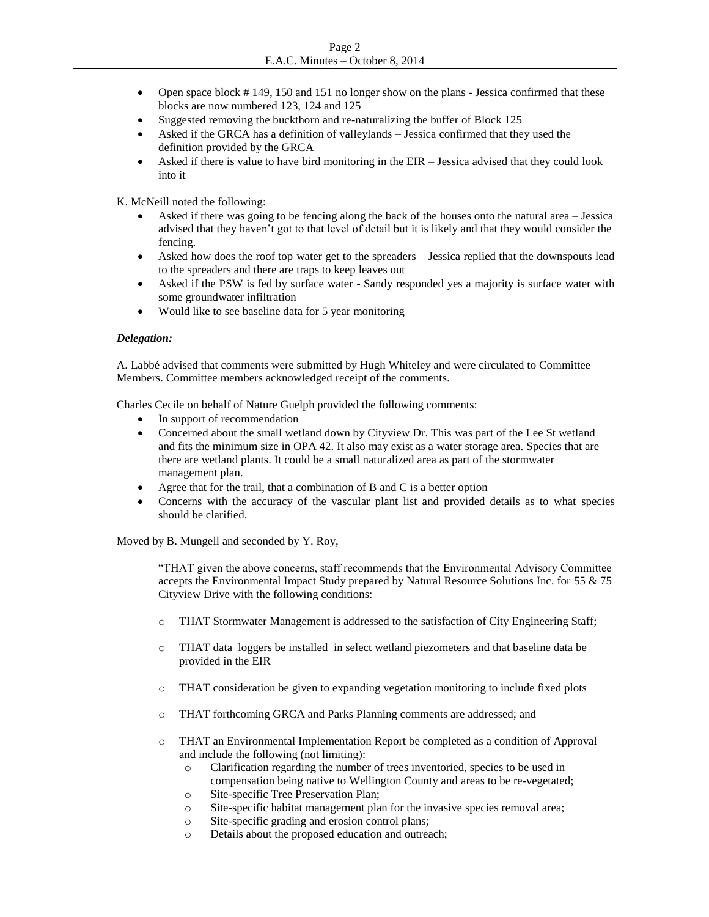- Open space block # 149, 150 and 151 no longer show on the plans - Jessica confirmed that these blocks are now numbered 123, 124 and 125
- Suggested removing the buckthorn and re-naturalizing the buffer of Block 125
- Asked if the GRCA has a definition of valleylands – Jessica confirmed that they used the definition provided by the GRCA
- Asked if there is value to have bird monitoring in the EIR – Jessica advised that they could look into it

K. McNeill noted the following:

- Asked if there was going to be fencing along the back of the houses onto the natural area – Jessica advised that they haven't got to that level of detail but it is likely and that they would consider the fencing.
- Asked how does the roof top water get to the spreaders – Jessica replied that the downspouts lead to the spreaders and there are traps to keep leaves out
- Asked if the PSW is fed by surface water - Sandy responded yes a majority is surface water with some groundwater infiltration
- Would like to see baseline data for 5 year monitoring

***Delegation:***

A. Labbé advised that comments were submitted by Hugh Whiteley and were circulated to Committee Members. Committee members acknowledged receipt of the comments.

Charles Cecile on behalf of Nature Guelph provided the following comments:

- In support of recommendation
- Concerned about the small wetland down by Cityview Dr. This was part of the Lee St wetland and fits the minimum size in OPA 42. It also may exist as a water storage area. Species that are there are wetland plants. It could be a small naturalized area as part of the stormwater management plan.
- Agree that for the trail, that a combination of B and C is a better option
- Concerns with the accuracy of the vascular plant list and provided details as to what species should be clarified.

Moved by B. Mungell and seconded by Y. Roy,

> "THAT given the above concerns, staff recommends that the Environmental Advisory Committee accepts the Environmental Impact Study prepared by Natural Resource Solutions Inc. for 55 & 75 Cityview Drive with the following conditions:
>
> - THAT Stormwater Management is addressed to the satisfaction of City Engineering Staff;
> - THAT data loggers be installed in select wetland piezometers and that baseline data be provided in the EIR
> - THAT consideration be given to expanding vegetation monitoring to include fixed plots
> - THAT forthcoming GRCA and Parks Planning comments are addressed; and
> - THAT an Environmental Implementation Report be completed as a condition of Approval and include the following (not limiting):
>     - Clarification regarding the number of trees inventoried, species to be used in compensation being native to Wellington County and areas to be re-vegetated;
>     - Site-specific Tree Preservation Plan;
>     - Site-specific habitat management plan for the invasive species removal area;
>     - Site-specific grading and erosion control plans;
>     - Details about the proposed education and outreach;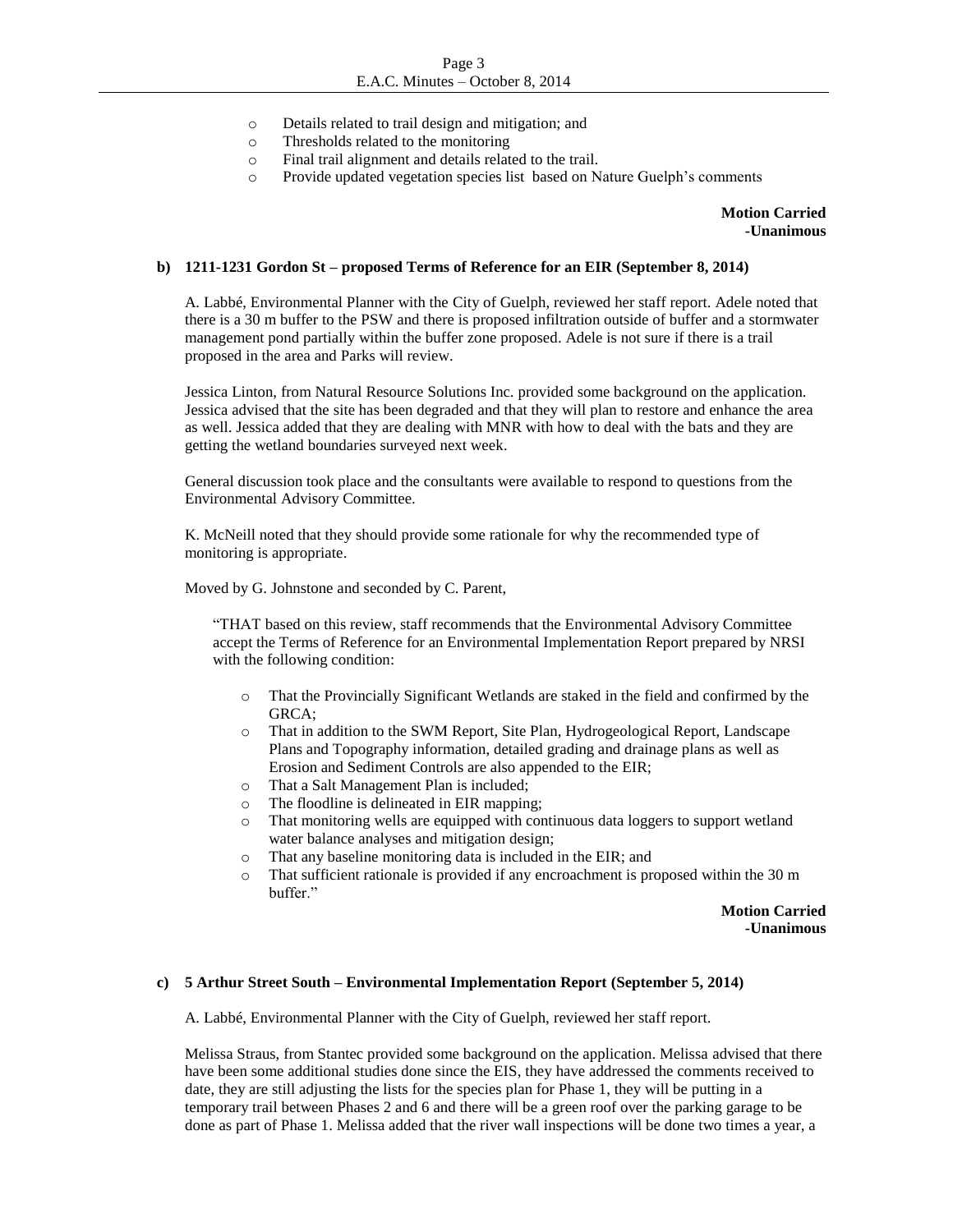- Details related to trail design and mitigation; and
- Thresholds related to the monitoring
- Final trail alignment and details related to the trail.
- Provide updated vegetation species list based on Nature Guelph's comments

**Motion Carried**
**-Unanimous**

**b) 1211-1231 Gordon St – proposed Terms of Reference for an EIR (September 8, 2014)**

A. Labbé, Environmental Planner with the City of Guelph, reviewed her staff report. Adele noted that there is a 30 m buffer to the PSW and there is proposed infiltration outside of buffer and a stormwater management pond partially within the buffer zone proposed. Adele is not sure if there is a trail proposed in the area and Parks will review.

Jessica Linton, from Natural Resource Solutions Inc. provided some background on the application. Jessica advised that the site has been degraded and that they will plan to restore and enhance the area as well. Jessica added that they are dealing with MNR with how to deal with the bats and they are getting the wetland boundaries surveyed next week.

General discussion took place and the consultants were available to respond to questions from the Environmental Advisory Committee.

K. McNeill noted that they should provide some rationale for why the recommended type of monitoring is appropriate.

Moved by G. Johnstone and seconded by C. Parent,

"THAT based on this review, staff recommends that the Environmental Advisory Committee accept the Terms of Reference for an Environmental Implementation Report prepared by NRSI with the following condition:

- That the Provincially Significant Wetlands are staked in the field and confirmed by the GRCA;
- That in addition to the SWM Report, Site Plan, Hydrogeological Report, Landscape Plans and Topography information, detailed grading and drainage plans as well as Erosion and Sediment Controls are also appended to the EIR;
- That a Salt Management Plan is included;
- The floodline is delineated in EIR mapping;
- That monitoring wells are equipped with continuous data loggers to support wetland water balance analyses and mitigation design;
- That any baseline monitoring data is included in the EIR; and
- That sufficient rationale is provided if any encroachment is proposed within the 30 m buffer."

**Motion Carried**
**-Unanimous**

**c) 5 Arthur Street South – Environmental Implementation Report (September 5, 2014)**

A. Labbé, Environmental Planner with the City of Guelph, reviewed her staff report.

Melissa Straus, from Stantec provided some background on the application. Melissa advised that there have been some additional studies done since the EIS, they have addressed the comments received to date, they are still adjusting the lists for the species plan for Phase 1, they will be putting in a temporary trail between Phases 2 and 6 and there will be a green roof over the parking garage to be done as part of Phase 1. Melissa added that the river wall inspections will be done two times a year, a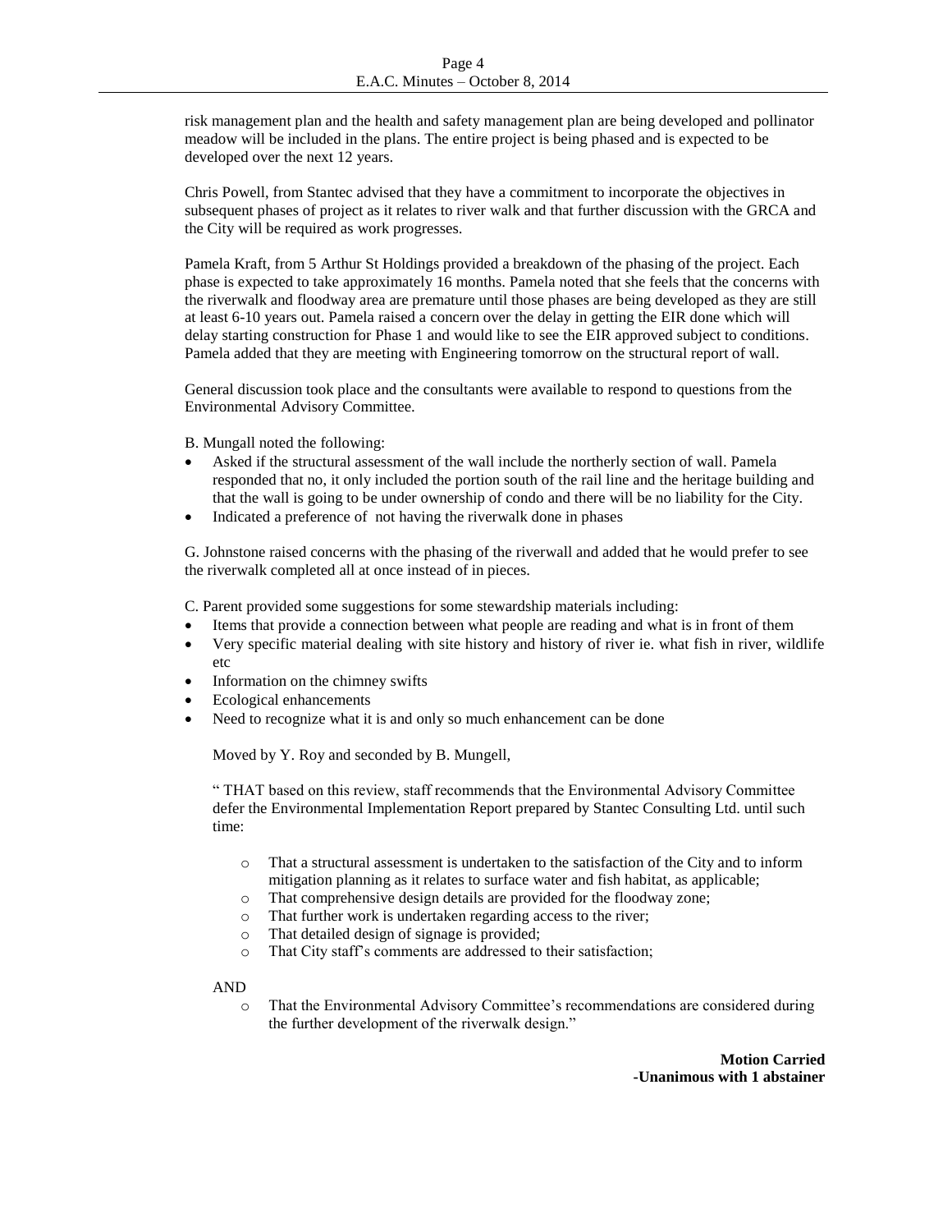risk management plan and the health and safety management plan are being developed and pollinator meadow will be included in the plans. The entire project is being phased and is expected to be developed over the next 12 years.

Chris Powell, from Stantec advised that they have a commitment to incorporate the objectives in subsequent phases of project as it relates to river walk and that further discussion with the GRCA and the City will be required as work progresses.

Pamela Kraft, from 5 Arthur St Holdings provided a breakdown of the phasing of the project. Each phase is expected to take approximately 16 months. Pamela noted that she feels that the concerns with the riverwalk and floodway area are premature until those phases are being developed as they are still at least 6-10 years out. Pamela raised a concern over the delay in getting the EIR done which will delay starting construction for Phase 1 and would like to see the EIR approved subject to conditions. Pamela added that they are meeting with Engineering tomorrow on the structural report of wall.

General discussion took place and the consultants were available to respond to questions from the Environmental Advisory Committee.

B. Mungall noted the following:

- Asked if the structural assessment of the wall include the northerly section of wall. Pamela responded that no, it only included the portion south of the rail line and the heritage building and that the wall is going to be under ownership of condo and there will be no liability for the City.
- Indicated a preference of not having the riverwalk done in phases

G. Johnstone raised concerns with the phasing of the riverwall and added that he would prefer to see the riverwalk completed all at once instead of in pieces.

C. Parent provided some suggestions for some stewardship materials including:

- Items that provide a connection between what people are reading and what is in front of them
- Very specific material dealing with site history and history of river ie. what fish in river, wildlife etc
- Information on the chimney swifts
- Ecological enhancements
- Need to recognize what it is and only so much enhancement can be done

Moved by Y. Roy and seconded by B. Mungell,

" THAT based on this review, staff recommends that the Environmental Advisory Committee defer the Environmental Implementation Report prepared by Stantec Consulting Ltd. until such time:

- That a structural assessment is undertaken to the satisfaction of the City and to inform mitigation planning as it relates to surface water and fish habitat, as applicable;
- That comprehensive design details are provided for the floodway zone;
- That further work is undertaken regarding access to the river;
- That detailed design of signage is provided;
- That City staff's comments are addressed to their satisfaction;

AND

- That the Environmental Advisory Committee's recommendations are considered during the further development of the riverwalk design."

**Motion Carried**
**-Unanimous with 1 abstainer**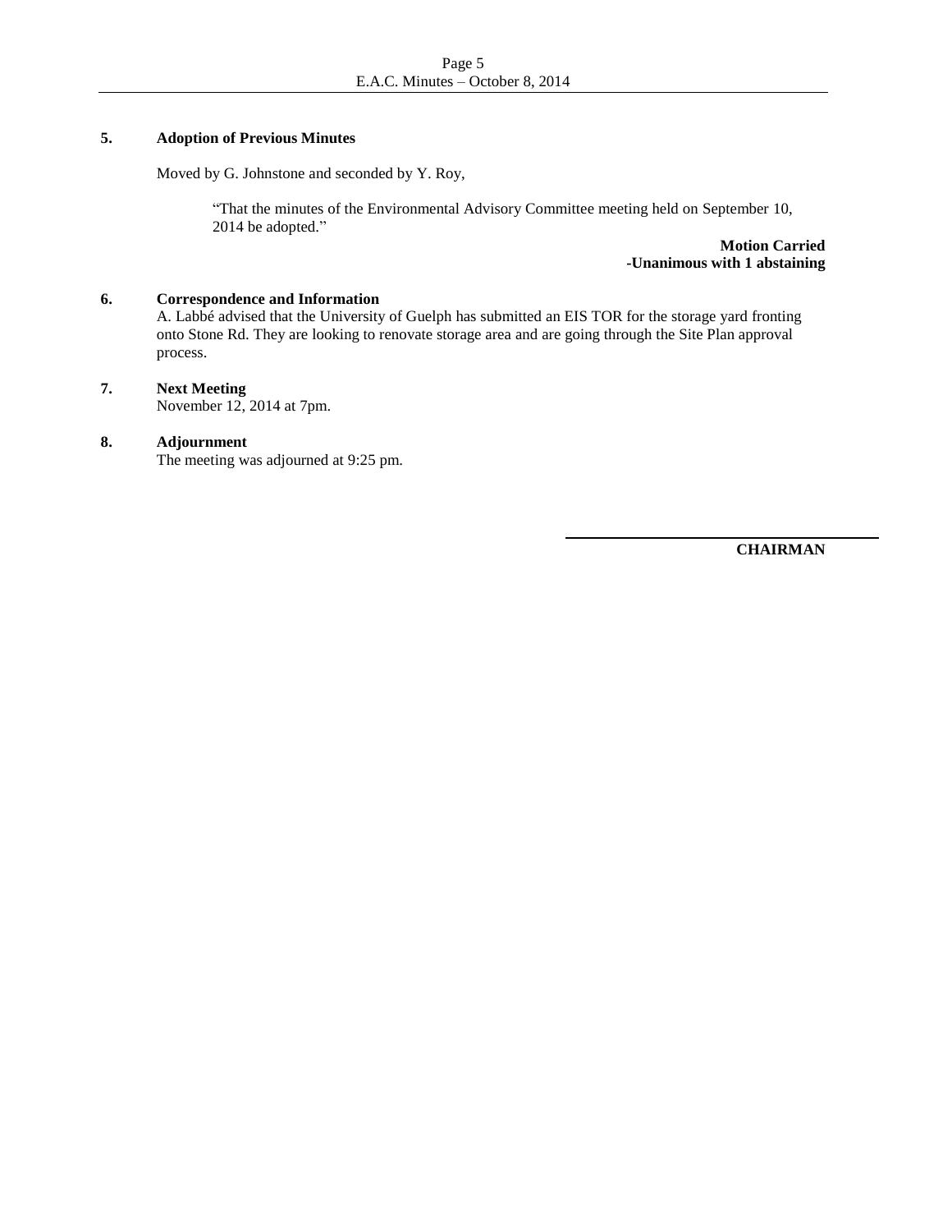## 5. Adoption of Previous Minutes

Moved by G. Johnstone and seconded by Y. Roy,

> "That the minutes of the Environmental Advisory Committee meeting held on September 10, 2014 be adopted."

**Motion Carried**
**-Unanimous with 1 abstaining**

## 6. Correspondence and Information

A. Labbé advised that the University of Guelph has submitted an EIS TOR for the storage yard fronting onto Stone Rd. They are looking to renovate storage area and are going through the Site Plan approval process.

## 7. Next Meeting

November 12, 2014 at 7pm.

## 8. Adjournment

The meeting was adjourned at 9:25 pm.

______________________________

**CHAIRMAN**